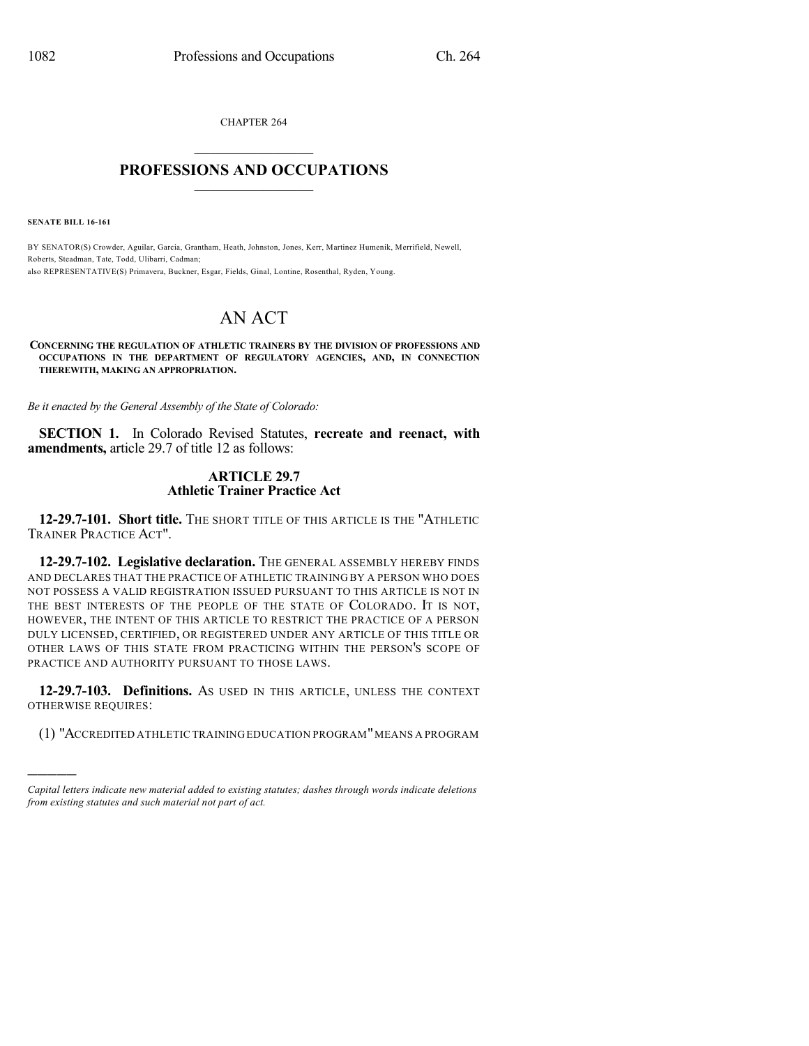CHAPTER 264

# PROFESSIONS AND OCCUPATIONS

**SENATE BILL 16-161**

BY SENATOR(S) Crowder, Aguilar, Garcia, Grantham, Heath, Johnston, Jones, Kerr, Martinez Humenik, Merrifield, Newell, Roberts, Steadman, Tate, Todd, Ulibarri, Cadman;
also REPRESENTATIVE(S) Primavera, Buckner, Esgar, Fields, Ginal, Lontine, Rosenthal, Ryden, Young.

# AN ACT

**CONCERNING THE REGULATION OF ATHLETIC TRAINERS BY THE DIVISION OF PROFESSIONS AND OCCUPATIONS IN THE DEPARTMENT OF REGULATORY AGENCIES, AND, IN CONNECTION THEREWITH, MAKING AN APPROPRIATION.**

*Be it enacted by the General Assembly of the State of Colorado:*

**SECTION 1.** In Colorado Revised Statutes, **recreate and reenact, with amendments,** article 29.7 of title 12 as follows:

## ARTICLE 29.7
## Athletic Trainer Practice Act

**12-29.7-101. Short title.** THE SHORT TITLE OF THIS ARTICLE IS THE "ATHLETIC TRAINER PRACTICE ACT".

**12-29.7-102. Legislative declaration.** THE GENERAL ASSEMBLY HEREBY FINDS AND DECLARES THAT THE PRACTICE OF ATHLETIC TRAINING BY A PERSON WHO DOES NOT POSSESS A VALID REGISTRATION ISSUED PURSUANT TO THIS ARTICLE IS NOT IN THE BEST INTERESTS OF THE PEOPLE OF THE STATE OF COLORADO. IT IS NOT, HOWEVER, THE INTENT OF THIS ARTICLE TO RESTRICT THE PRACTICE OF A PERSON DULY LICENSED, CERTIFIED, OR REGISTERED UNDER ANY ARTICLE OF THIS TITLE OR OTHER LAWS OF THIS STATE FROM PRACTICING WITHIN THE PERSON'S SCOPE OF PRACTICE AND AUTHORITY PURSUANT TO THOSE LAWS.

**12-29.7-103. Definitions.** AS USED IN THIS ARTICLE, UNLESS THE CONTEXT OTHERWISE REQUIRES:

(1) "ACCREDITED ATHLETIC TRAINING EDUCATION PROGRAM" MEANS A PROGRAM

---

*Capital letters indicate new material added to existing statutes; dashes through words indicate deletions from existing statutes and such material not part of act.*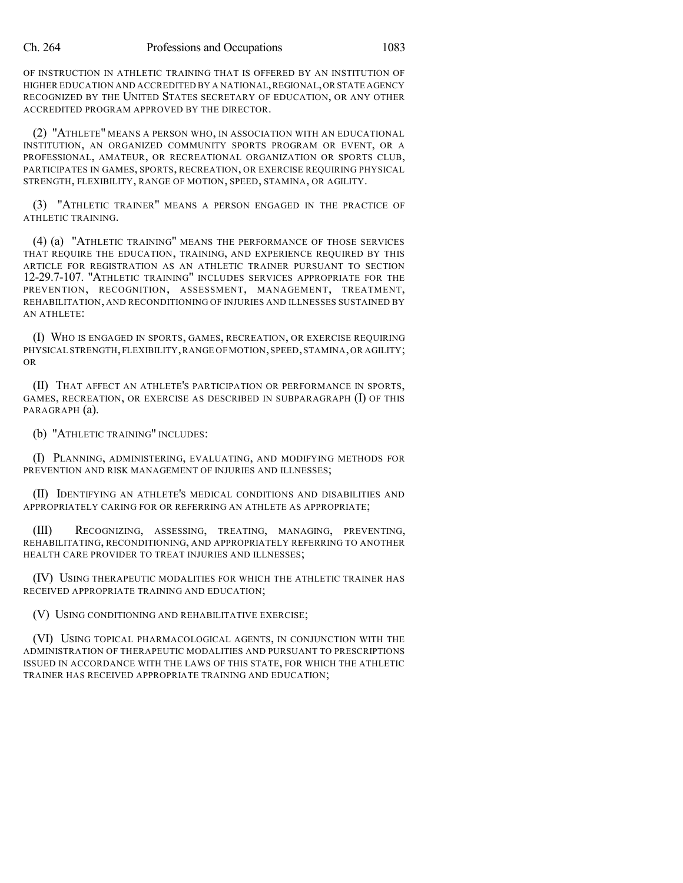OF INSTRUCTION IN ATHLETIC TRAINING THAT IS OFFERED BY AN INSTITUTION OF HIGHER EDUCATION AND ACCREDITED BY A NATIONAL, REGIONAL, OR STATE AGENCY RECOGNIZED BY THE UNITED STATES SECRETARY OF EDUCATION, OR ANY OTHER ACCREDITED PROGRAM APPROVED BY THE DIRECTOR.

(2) "ATHLETE" MEANS A PERSON WHO, IN ASSOCIATION WITH AN EDUCATIONAL INSTITUTION, AN ORGANIZED COMMUNITY SPORTS PROGRAM OR EVENT, OR A PROFESSIONAL, AMATEUR, OR RECREATIONAL ORGANIZATION OR SPORTS CLUB, PARTICIPATES IN GAMES, SPORTS, RECREATION, OR EXERCISE REQUIRING PHYSICAL STRENGTH, FLEXIBILITY, RANGE OF MOTION, SPEED, STAMINA, OR AGILITY.

(3) "ATHLETIC TRAINER" MEANS A PERSON ENGAGED IN THE PRACTICE OF ATHLETIC TRAINING.

(4) (a) "ATHLETIC TRAINING" MEANS THE PERFORMANCE OF THOSE SERVICES THAT REQUIRE THE EDUCATION, TRAINING, AND EXPERIENCE REQUIRED BY THIS ARTICLE FOR REGISTRATION AS AN ATHLETIC TRAINER PURSUANT TO SECTION 12-29.7-107. "ATHLETIC TRAINING" INCLUDES SERVICES APPROPRIATE FOR THE PREVENTION, RECOGNITION, ASSESSMENT, MANAGEMENT, TREATMENT, REHABILITATION, AND RECONDITIONING OF INJURIES AND ILLNESSES SUSTAINED BY AN ATHLETE:

(I) WHO IS ENGAGED IN SPORTS, GAMES, RECREATION, OR EXERCISE REQUIRING PHYSICAL STRENGTH, FLEXIBILITY, RANGE OF MOTION, SPEED, STAMINA, OR AGILITY; OR

(II) THAT AFFECT AN ATHLETE'S PARTICIPATION OR PERFORMANCE IN SPORTS, GAMES, RECREATION, OR EXERCISE AS DESCRIBED IN SUBPARAGRAPH (I) OF THIS PARAGRAPH (a).

(b) "ATHLETIC TRAINING" INCLUDES:

(I) PLANNING, ADMINISTERING, EVALUATING, AND MODIFYING METHODS FOR PREVENTION AND RISK MANAGEMENT OF INJURIES AND ILLNESSES;

(II) IDENTIFYING AN ATHLETE'S MEDICAL CONDITIONS AND DISABILITIES AND APPROPRIATELY CARING FOR OR REFERRING AN ATHLETE AS APPROPRIATE;

(III) RECOGNIZING, ASSESSING, TREATING, MANAGING, PREVENTING, REHABILITATING, RECONDITIONING, AND APPROPRIATELY REFERRING TO ANOTHER HEALTH CARE PROVIDER TO TREAT INJURIES AND ILLNESSES;

(IV) USING THERAPEUTIC MODALITIES FOR WHICH THE ATHLETIC TRAINER HAS RECEIVED APPROPRIATE TRAINING AND EDUCATION;

(V) USING CONDITIONING AND REHABILITATIVE EXERCISE;

(VI) USING TOPICAL PHARMACOLOGICAL AGENTS, IN CONJUNCTION WITH THE ADMINISTRATION OF THERAPEUTIC MODALITIES AND PURSUANT TO PRESCRIPTIONS ISSUED IN ACCORDANCE WITH THE LAWS OF THIS STATE, FOR WHICH THE ATHLETIC TRAINER HAS RECEIVED APPROPRIATE TRAINING AND EDUCATION;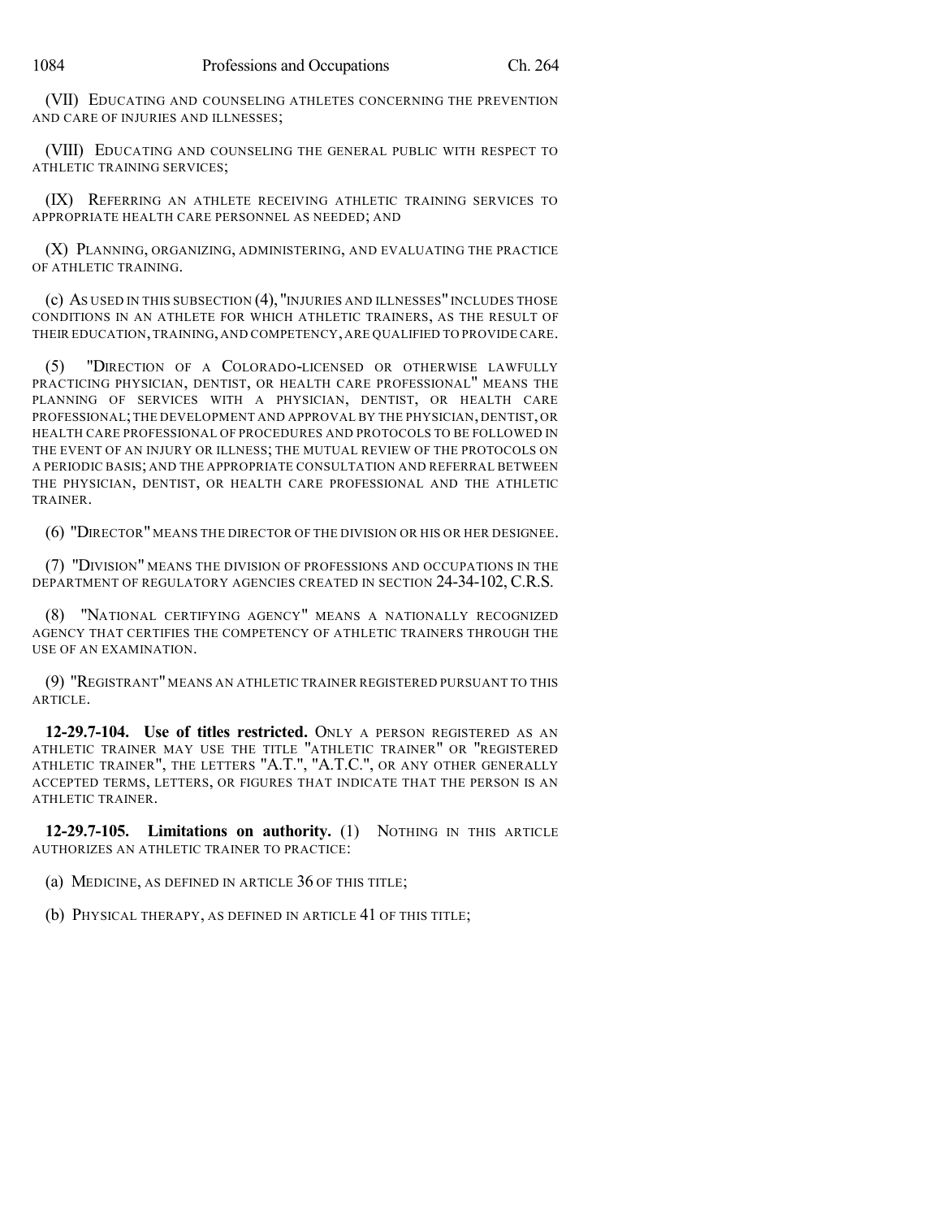(VII) EDUCATING AND COUNSELING ATHLETES CONCERNING THE PREVENTION AND CARE OF INJURIES AND ILLNESSES;

(VIII) EDUCATING AND COUNSELING THE GENERAL PUBLIC WITH RESPECT TO ATHLETIC TRAINING SERVICES;

(IX) REFERRING AN ATHLETE RECEIVING ATHLETIC TRAINING SERVICES TO APPROPRIATE HEALTH CARE PERSONNEL AS NEEDED; AND

(X) PLANNING, ORGANIZING, ADMINISTERING, AND EVALUATING THE PRACTICE OF ATHLETIC TRAINING.

(c) AS USED IN THIS SUBSECTION (4), "INJURIES AND ILLNESSES" INCLUDES THOSE CONDITIONS IN AN ATHLETE FOR WHICH ATHLETIC TRAINERS, AS THE RESULT OF THEIR EDUCATION, TRAINING, AND COMPETENCY, ARE QUALIFIED TO PROVIDE CARE.

(5) "DIRECTION OF A COLORADO-LICENSED OR OTHERWISE LAWFULLY PRACTICING PHYSICIAN, DENTIST, OR HEALTH CARE PROFESSIONAL" MEANS THE PLANNING OF SERVICES WITH A PHYSICIAN, DENTIST, OR HEALTH CARE PROFESSIONAL; THE DEVELOPMENT AND APPROVAL BY THE PHYSICIAN, DENTIST, OR HEALTH CARE PROFESSIONAL OF PROCEDURES AND PROTOCOLS TO BE FOLLOWED IN THE EVENT OF AN INJURY OR ILLNESS; THE MUTUAL REVIEW OF THE PROTOCOLS ON A PERIODIC BASIS; AND THE APPROPRIATE CONSULTATION AND REFERRAL BETWEEN THE PHYSICIAN, DENTIST, OR HEALTH CARE PROFESSIONAL AND THE ATHLETIC TRAINER.

(6) "DIRECTOR" MEANS THE DIRECTOR OF THE DIVISION OR HIS OR HER DESIGNEE.

(7) "DIVISION" MEANS THE DIVISION OF PROFESSIONS AND OCCUPATIONS IN THE DEPARTMENT OF REGULATORY AGENCIES CREATED IN SECTION 24-34-102, C.R.S.

(8) "NATIONAL CERTIFYING AGENCY" MEANS A NATIONALLY RECOGNIZED AGENCY THAT CERTIFIES THE COMPETENCY OF ATHLETIC TRAINERS THROUGH THE USE OF AN EXAMINATION.

(9) "REGISTRANT" MEANS AN ATHLETIC TRAINER REGISTERED PURSUANT TO THIS ARTICLE.

**12-29.7-104. Use of titles restricted.** ONLY A PERSON REGISTERED AS AN ATHLETIC TRAINER MAY USE THE TITLE "ATHLETIC TRAINER" OR "REGISTERED ATHLETIC TRAINER", THE LETTERS "A.T.", "A.T.C.", OR ANY OTHER GENERALLY ACCEPTED TERMS, LETTERS, OR FIGURES THAT INDICATE THAT THE PERSON IS AN ATHLETIC TRAINER.

**12-29.7-105. Limitations on authority.** (1) NOTHING IN THIS ARTICLE AUTHORIZES AN ATHLETIC TRAINER TO PRACTICE:

(a) MEDICINE, AS DEFINED IN ARTICLE 36 OF THIS TITLE;

(b) PHYSICAL THERAPY, AS DEFINED IN ARTICLE 41 OF THIS TITLE;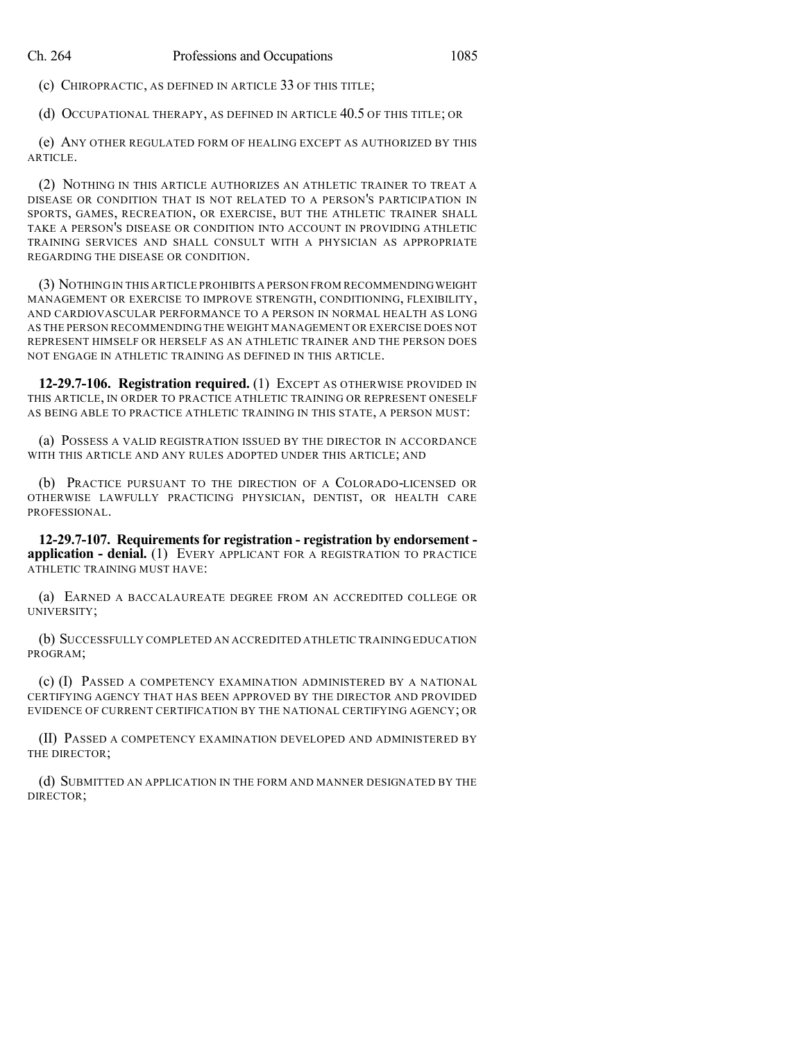(c) CHIROPRACTIC, AS DEFINED IN ARTICLE 33 OF THIS TITLE;

(d) OCCUPATIONAL THERAPY, AS DEFINED IN ARTICLE 40.5 OF THIS TITLE; OR

(e) ANY OTHER REGULATED FORM OF HEALING EXCEPT AS AUTHORIZED BY THIS ARTICLE.

(2) NOTHING IN THIS ARTICLE AUTHORIZES AN ATHLETIC TRAINER TO TREAT A DISEASE OR CONDITION THAT IS NOT RELATED TO A PERSON'S PARTICIPATION IN SPORTS, GAMES, RECREATION, OR EXERCISE, BUT THE ATHLETIC TRAINER SHALL TAKE A PERSON'S DISEASE OR CONDITION INTO ACCOUNT IN PROVIDING ATHLETIC TRAINING SERVICES AND SHALL CONSULT WITH A PHYSICIAN AS APPROPRIATE REGARDING THE DISEASE OR CONDITION.

(3) NOTHING IN THIS ARTICLE PROHIBITS A PERSON FROM RECOMMENDING WEIGHT MANAGEMENT OR EXERCISE TO IMPROVE STRENGTH, CONDITIONING, FLEXIBILITY, AND CARDIOVASCULAR PERFORMANCE TO A PERSON IN NORMAL HEALTH AS LONG AS THE PERSON RECOMMENDING THE WEIGHT MANAGEMENT OR EXERCISE DOES NOT REPRESENT HIMSELF OR HERSELF AS AN ATHLETIC TRAINER AND THE PERSON DOES NOT ENGAGE IN ATHLETIC TRAINING AS DEFINED IN THIS ARTICLE.

**12-29.7-106. Registration required.** (1) EXCEPT AS OTHERWISE PROVIDED IN THIS ARTICLE, IN ORDER TO PRACTICE ATHLETIC TRAINING OR REPRESENT ONESELF AS BEING ABLE TO PRACTICE ATHLETIC TRAINING IN THIS STATE, A PERSON MUST:

(a) POSSESS A VALID REGISTRATION ISSUED BY THE DIRECTOR IN ACCORDANCE WITH THIS ARTICLE AND ANY RULES ADOPTED UNDER THIS ARTICLE; AND

(b) PRACTICE PURSUANT TO THE DIRECTION OF A COLORADO-LICENSED OR OTHERWISE LAWFULLY PRACTICING PHYSICIAN, DENTIST, OR HEALTH CARE PROFESSIONAL.

**12-29.7-107. Requirements for registration - registration by endorsement - application - denial.** (1) EVERY APPLICANT FOR A REGISTRATION TO PRACTICE ATHLETIC TRAINING MUST HAVE:

(a) EARNED A BACCALAUREATE DEGREE FROM AN ACCREDITED COLLEGE OR UNIVERSITY;

(b) SUCCESSFULLY COMPLETED AN ACCREDITED ATHLETIC TRAINING EDUCATION PROGRAM;

(c) (I) PASSED A COMPETENCY EXAMINATION ADMINISTERED BY A NATIONAL CERTIFYING AGENCY THAT HAS BEEN APPROVED BY THE DIRECTOR AND PROVIDED EVIDENCE OF CURRENT CERTIFICATION BY THE NATIONAL CERTIFYING AGENCY; OR

(II) PASSED A COMPETENCY EXAMINATION DEVELOPED AND ADMINISTERED BY THE DIRECTOR;

(d) SUBMITTED AN APPLICATION IN THE FORM AND MANNER DESIGNATED BY THE DIRECTOR;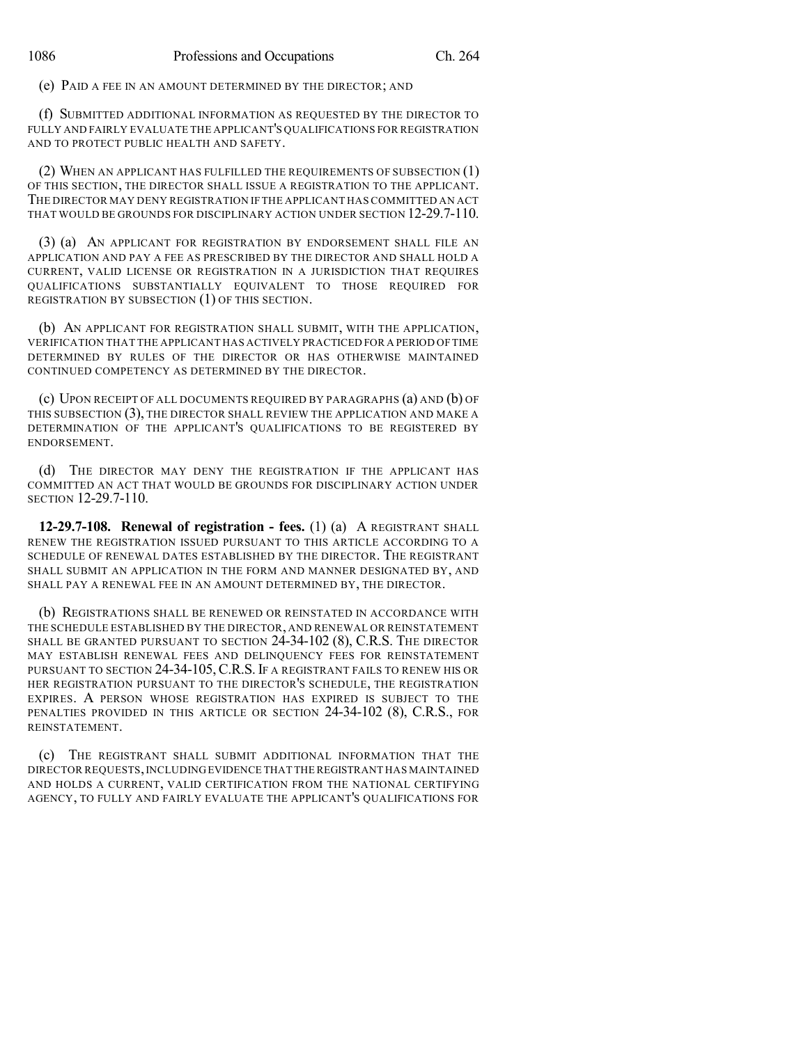(e) PAID A FEE IN AN AMOUNT DETERMINED BY THE DIRECTOR; AND

(f) SUBMITTED ADDITIONAL INFORMATION AS REQUESTED BY THE DIRECTOR TO FULLY AND FAIRLY EVALUATE THE APPLICANT'S QUALIFICATIONS FOR REGISTRATION AND TO PROTECT PUBLIC HEALTH AND SAFETY.

(2) WHEN AN APPLICANT HAS FULFILLED THE REQUIREMENTS OF SUBSECTION (1) OF THIS SECTION, THE DIRECTOR SHALL ISSUE A REGISTRATION TO THE APPLICANT. THE DIRECTOR MAY DENY REGISTRATION IF THE APPLICANT HAS COMMITTED AN ACT THAT WOULD BE GROUNDS FOR DISCIPLINARY ACTION UNDER SECTION 12-29.7-110.

(3) (a) AN APPLICANT FOR REGISTRATION BY ENDORSEMENT SHALL FILE AN APPLICATION AND PAY A FEE AS PRESCRIBED BY THE DIRECTOR AND SHALL HOLD A CURRENT, VALID LICENSE OR REGISTRATION IN A JURISDICTION THAT REQUIRES QUALIFICATIONS SUBSTANTIALLY EQUIVALENT TO THOSE REQUIRED FOR REGISTRATION BY SUBSECTION (1) OF THIS SECTION.

(b) AN APPLICANT FOR REGISTRATION SHALL SUBMIT, WITH THE APPLICATION, VERIFICATION THAT THE APPLICANT HAS ACTIVELY PRACTICED FOR A PERIOD OF TIME DETERMINED BY RULES OF THE DIRECTOR OR HAS OTHERWISE MAINTAINED CONTINUED COMPETENCY AS DETERMINED BY THE DIRECTOR.

(c) UPON RECEIPT OF ALL DOCUMENTS REQUIRED BY PARAGRAPHS (a) AND (b) OF THIS SUBSECTION (3), THE DIRECTOR SHALL REVIEW THE APPLICATION AND MAKE A DETERMINATION OF THE APPLICANT'S QUALIFICATIONS TO BE REGISTERED BY ENDORSEMENT.

(d) THE DIRECTOR MAY DENY THE REGISTRATION IF THE APPLICANT HAS COMMITTED AN ACT THAT WOULD BE GROUNDS FOR DISCIPLINARY ACTION UNDER SECTION 12-29.7-110.

**12-29.7-108. Renewal of registration - fees.** (1) (a) A REGISTRANT SHALL RENEW THE REGISTRATION ISSUED PURSUANT TO THIS ARTICLE ACCORDING TO A SCHEDULE OF RENEWAL DATES ESTABLISHED BY THE DIRECTOR. THE REGISTRANT SHALL SUBMIT AN APPLICATION IN THE FORM AND MANNER DESIGNATED BY, AND SHALL PAY A RENEWAL FEE IN AN AMOUNT DETERMINED BY, THE DIRECTOR.

(b) REGISTRATIONS SHALL BE RENEWED OR REINSTATED IN ACCORDANCE WITH THE SCHEDULE ESTABLISHED BY THE DIRECTOR, AND RENEWAL OR REINSTATEMENT SHALL BE GRANTED PURSUANT TO SECTION 24-34-102 (8), C.R.S. THE DIRECTOR MAY ESTABLISH RENEWAL FEES AND DELINQUENCY FEES FOR REINSTATEMENT PURSUANT TO SECTION 24-34-105, C.R.S. IF A REGISTRANT FAILS TO RENEW HIS OR HER REGISTRATION PURSUANT TO THE DIRECTOR'S SCHEDULE, THE REGISTRATION EXPIRES. A PERSON WHOSE REGISTRATION HAS EXPIRED IS SUBJECT TO THE PENALTIES PROVIDED IN THIS ARTICLE OR SECTION 24-34-102 (8), C.R.S., FOR REINSTATEMENT.

(c) THE REGISTRANT SHALL SUBMIT ADDITIONAL INFORMATION THAT THE DIRECTOR REQUESTS, INCLUDING EVIDENCE THAT THE REGISTRANT HAS MAINTAINED AND HOLDS A CURRENT, VALID CERTIFICATION FROM THE NATIONAL CERTIFYING AGENCY, TO FULLY AND FAIRLY EVALUATE THE APPLICANT'S QUALIFICATIONS FOR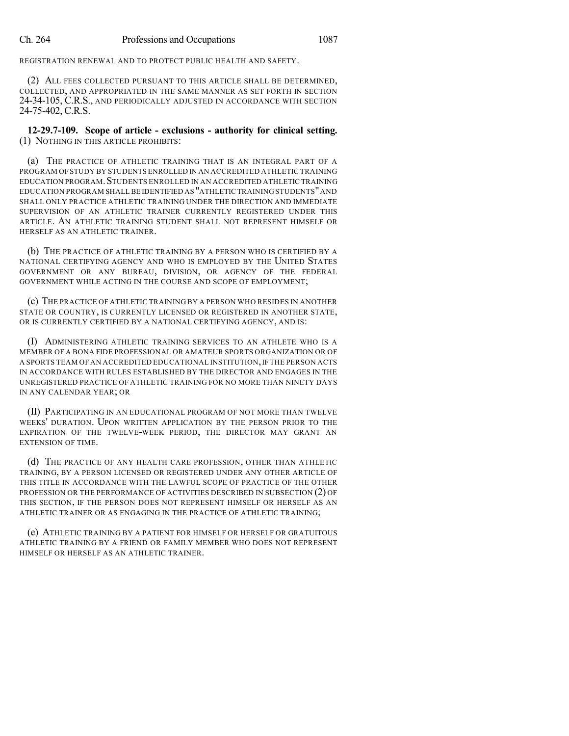REGISTRATION RENEWAL AND TO PROTECT PUBLIC HEALTH AND SAFETY.

(2) ALL FEES COLLECTED PURSUANT TO THIS ARTICLE SHALL BE DETERMINED, COLLECTED, AND APPROPRIATED IN THE SAME MANNER AS SET FORTH IN SECTION 24-34-105, C.R.S., AND PERIODICALLY ADJUSTED IN ACCORDANCE WITH SECTION 24-75-402, C.R.S.

**12-29.7-109. Scope of article - exclusions - authority for clinical setting.** (1) NOTHING IN THIS ARTICLE PROHIBITS:

(a) THE PRACTICE OF ATHLETIC TRAINING THAT IS AN INTEGRAL PART OF A PROGRAM OF STUDY BY STUDENTS ENROLLED IN AN ACCREDITED ATHLETIC TRAINING EDUCATION PROGRAM. STUDENTS ENROLLED IN AN ACCREDITED ATHLETIC TRAINING EDUCATION PROGRAM SHALL BE IDENTIFIED AS "ATHLETIC TRAINING STUDENTS" AND SHALL ONLY PRACTICE ATHLETIC TRAINING UNDER THE DIRECTION AND IMMEDIATE SUPERVISION OF AN ATHLETIC TRAINER CURRENTLY REGISTERED UNDER THIS ARTICLE. AN ATHLETIC TRAINING STUDENT SHALL NOT REPRESENT HIMSELF OR HERSELF AS AN ATHLETIC TRAINER.

(b) THE PRACTICE OF ATHLETIC TRAINING BY A PERSON WHO IS CERTIFIED BY A NATIONAL CERTIFYING AGENCY AND WHO IS EMPLOYED BY THE UNITED STATES GOVERNMENT OR ANY BUREAU, DIVISION, OR AGENCY OF THE FEDERAL GOVERNMENT WHILE ACTING IN THE COURSE AND SCOPE OF EMPLOYMENT;

(c) THE PRACTICE OF ATHLETIC TRAINING BY A PERSON WHO RESIDES IN ANOTHER STATE OR COUNTRY, IS CURRENTLY LICENSED OR REGISTERED IN ANOTHER STATE, OR IS CURRENTLY CERTIFIED BY A NATIONAL CERTIFYING AGENCY, AND IS:

(I) ADMINISTERING ATHLETIC TRAINING SERVICES TO AN ATHLETE WHO IS A MEMBER OF A BONA FIDE PROFESSIONAL OR AMATEUR SPORTS ORGANIZATION OR OF A SPORTS TEAM OF AN ACCREDITED EDUCATIONAL INSTITUTION, IF THE PERSON ACTS IN ACCORDANCE WITH RULES ESTABLISHED BY THE DIRECTOR AND ENGAGES IN THE UNREGISTERED PRACTICE OF ATHLETIC TRAINING FOR NO MORE THAN NINETY DAYS IN ANY CALENDAR YEAR; OR

(II) PARTICIPATING IN AN EDUCATIONAL PROGRAM OF NOT MORE THAN TWELVE WEEKS' DURATION. UPON WRITTEN APPLICATION BY THE PERSON PRIOR TO THE EXPIRATION OF THE TWELVE-WEEK PERIOD, THE DIRECTOR MAY GRANT AN EXTENSION OF TIME.

(d) THE PRACTICE OF ANY HEALTH CARE PROFESSION, OTHER THAN ATHLETIC TRAINING, BY A PERSON LICENSED OR REGISTERED UNDER ANY OTHER ARTICLE OF THIS TITLE IN ACCORDANCE WITH THE LAWFUL SCOPE OF PRACTICE OF THE OTHER PROFESSION OR THE PERFORMANCE OF ACTIVITIES DESCRIBED IN SUBSECTION (2) OF THIS SECTION, IF THE PERSON DOES NOT REPRESENT HIMSELF OR HERSELF AS AN ATHLETIC TRAINER OR AS ENGAGING IN THE PRACTICE OF ATHLETIC TRAINING;

(e) ATHLETIC TRAINING BY A PATIENT FOR HIMSELF OR HERSELF OR GRATUITOUS ATHLETIC TRAINING BY A FRIEND OR FAMILY MEMBER WHO DOES NOT REPRESENT HIMSELF OR HERSELF AS AN ATHLETIC TRAINER.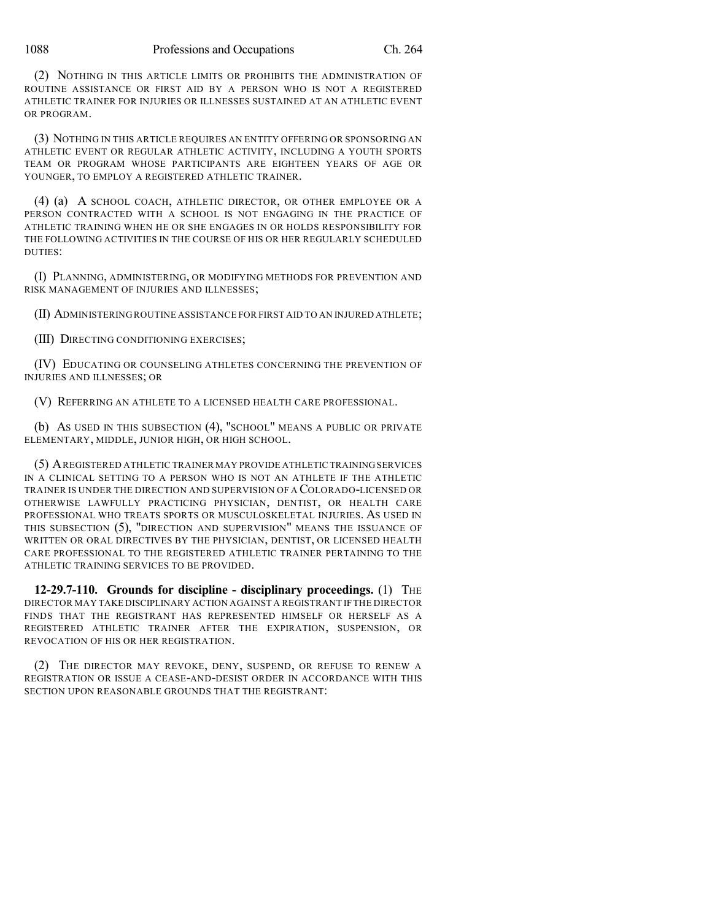(2) NOTHING IN THIS ARTICLE LIMITS OR PROHIBITS THE ADMINISTRATION OF ROUTINE ASSISTANCE OR FIRST AID BY A PERSON WHO IS NOT A REGISTERED ATHLETIC TRAINER FOR INJURIES OR ILLNESSES SUSTAINED AT AN ATHLETIC EVENT OR PROGRAM.

(3) NOTHING IN THIS ARTICLE REQUIRES AN ENTITY OFFERING OR SPONSORING AN ATHLETIC EVENT OR REGULAR ATHLETIC ACTIVITY, INCLUDING A YOUTH SPORTS TEAM OR PROGRAM WHOSE PARTICIPANTS ARE EIGHTEEN YEARS OF AGE OR YOUNGER, TO EMPLOY A REGISTERED ATHLETIC TRAINER.

(4) (a) A SCHOOL COACH, ATHLETIC DIRECTOR, OR OTHER EMPLOYEE OR A PERSON CONTRACTED WITH A SCHOOL IS NOT ENGAGING IN THE PRACTICE OF ATHLETIC TRAINING WHEN HE OR SHE ENGAGES IN OR HOLDS RESPONSIBILITY FOR THE FOLLOWING ACTIVITIES IN THE COURSE OF HIS OR HER REGULARLY SCHEDULED DUTIES:

(I) PLANNING, ADMINISTERING, OR MODIFYING METHODS FOR PREVENTION AND RISK MANAGEMENT OF INJURIES AND ILLNESSES;

(II) ADMINISTERING ROUTINE ASSISTANCE FOR FIRST AID TO AN INJURED ATHLETE;

(III) DIRECTING CONDITIONING EXERCISES;

(IV) EDUCATING OR COUNSELING ATHLETES CONCERNING THE PREVENTION OF INJURIES AND ILLNESSES; OR

(V) REFERRING AN ATHLETE TO A LICENSED HEALTH CARE PROFESSIONAL.

(b) AS USED IN THIS SUBSECTION (4), "SCHOOL" MEANS A PUBLIC OR PRIVATE ELEMENTARY, MIDDLE, JUNIOR HIGH, OR HIGH SCHOOL.

(5) A REGISTERED ATHLETIC TRAINER MAY PROVIDE ATHLETIC TRAINING SERVICES IN A CLINICAL SETTING TO A PERSON WHO IS NOT AN ATHLETE IF THE ATHLETIC TRAINER IS UNDER THE DIRECTION AND SUPERVISION OF A COLORADO-LICENSED OR OTHERWISE LAWFULLY PRACTICING PHYSICIAN, DENTIST, OR HEALTH CARE PROFESSIONAL WHO TREATS SPORTS OR MUSCULOSKELETAL INJURIES. AS USED IN THIS SUBSECTION (5), "DIRECTION AND SUPERVISION" MEANS THE ISSUANCE OF WRITTEN OR ORAL DIRECTIVES BY THE PHYSICIAN, DENTIST, OR LICENSED HEALTH CARE PROFESSIONAL TO THE REGISTERED ATHLETIC TRAINER PERTAINING TO THE ATHLETIC TRAINING SERVICES TO BE PROVIDED.

**12-29.7-110. Grounds for discipline - disciplinary proceedings.** (1) THE DIRECTOR MAY TAKE DISCIPLINARY ACTION AGAINST A REGISTRANT IF THE DIRECTOR FINDS THAT THE REGISTRANT HAS REPRESENTED HIMSELF OR HERSELF AS A REGISTERED ATHLETIC TRAINER AFTER THE EXPIRATION, SUSPENSION, OR REVOCATION OF HIS OR HER REGISTRATION.

(2) THE DIRECTOR MAY REVOKE, DENY, SUSPEND, OR REFUSE TO RENEW A REGISTRATION OR ISSUE A CEASE-AND-DESIST ORDER IN ACCORDANCE WITH THIS SECTION UPON REASONABLE GROUNDS THAT THE REGISTRANT: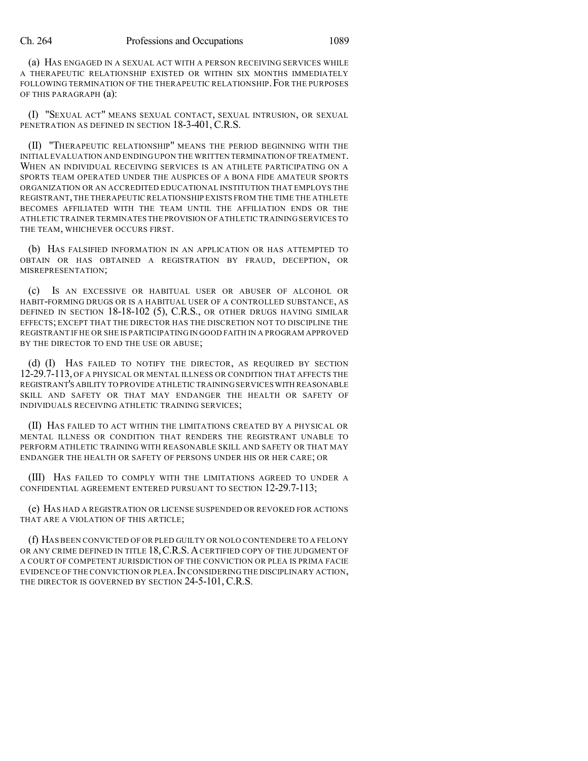(a) HAS ENGAGED IN A SEXUAL ACT WITH A PERSON RECEIVING SERVICES WHILE A THERAPEUTIC RELATIONSHIP EXISTED OR WITHIN SIX MONTHS IMMEDIATELY FOLLOWING TERMINATION OF THE THERAPEUTIC RELATIONSHIP. FOR THE PURPOSES OF THIS PARAGRAPH (a):

(I) "SEXUAL ACT" MEANS SEXUAL CONTACT, SEXUAL INTRUSION, OR SEXUAL PENETRATION AS DEFINED IN SECTION 18-3-401, C.R.S.

(II) "THERAPEUTIC RELATIONSHIP" MEANS THE PERIOD BEGINNING WITH THE INITIAL EVALUATION AND ENDING UPON THE WRITTEN TERMINATION OF TREATMENT. WHEN AN INDIVIDUAL RECEIVING SERVICES IS AN ATHLETE PARTICIPATING ON A SPORTS TEAM OPERATED UNDER THE AUSPICES OF A BONA FIDE AMATEUR SPORTS ORGANIZATION OR AN ACCREDITED EDUCATIONAL INSTITUTION THAT EMPLOYS THE REGISTRANT, THE THERAPEUTIC RELATIONSHIP EXISTS FROM THE TIME THE ATHLETE BECOMES AFFILIATED WITH THE TEAM UNTIL THE AFFILIATION ENDS OR THE ATHLETIC TRAINER TERMINATES THE PROVISION OF ATHLETIC TRAINING SERVICES TO THE TEAM, WHICHEVER OCCURS FIRST.

(b) HAS FALSIFIED INFORMATION IN AN APPLICATION OR HAS ATTEMPTED TO OBTAIN OR HAS OBTAINED A REGISTRATION BY FRAUD, DECEPTION, OR MISREPRESENTATION;

(c) IS AN EXCESSIVE OR HABITUAL USER OR ABUSER OF ALCOHOL OR HABIT-FORMING DRUGS OR IS A HABITUAL USER OF A CONTROLLED SUBSTANCE, AS DEFINED IN SECTION 18-18-102 (5), C.R.S., OR OTHER DRUGS HAVING SIMILAR EFFECTS; EXCEPT THAT THE DIRECTOR HAS THE DISCRETION NOT TO DISCIPLINE THE REGISTRANT IF HE OR SHE IS PARTICIPATING IN GOOD FAITH IN A PROGRAM APPROVED BY THE DIRECTOR TO END THE USE OR ABUSE;

(d) (I) HAS FAILED TO NOTIFY THE DIRECTOR, AS REQUIRED BY SECTION 12-29.7-113, OF A PHYSICAL OR MENTAL ILLNESS OR CONDITION THAT AFFECTS THE REGISTRANT'S ABILITY TO PROVIDE ATHLETIC TRAINING SERVICES WITH REASONABLE SKILL AND SAFETY OR THAT MAY ENDANGER THE HEALTH OR SAFETY OF INDIVIDUALS RECEIVING ATHLETIC TRAINING SERVICES;

(II) HAS FAILED TO ACT WITHIN THE LIMITATIONS CREATED BY A PHYSICAL OR MENTAL ILLNESS OR CONDITION THAT RENDERS THE REGISTRANT UNABLE TO PERFORM ATHLETIC TRAINING WITH REASONABLE SKILL AND SAFETY OR THAT MAY ENDANGER THE HEALTH OR SAFETY OF PERSONS UNDER HIS OR HER CARE; OR

(III) HAS FAILED TO COMPLY WITH THE LIMITATIONS AGREED TO UNDER A CONFIDENTIAL AGREEMENT ENTERED PURSUANT TO SECTION 12-29.7-113;

(e) HAS HAD A REGISTRATION OR LICENSE SUSPENDED OR REVOKED FOR ACTIONS THAT ARE A VIOLATION OF THIS ARTICLE;

(f) HAS BEEN CONVICTED OF OR PLED GUILTY OR NOLO CONTENDERE TO A FELONY OR ANY CRIME DEFINED IN TITLE 18, C.R.S. A CERTIFIED COPY OF THE JUDGMENT OF A COURT OF COMPETENT JURISDICTION OF THE CONVICTION OR PLEA IS PRIMA FACIE EVIDENCE OF THE CONVICTION OR PLEA. IN CONSIDERING THE DISCIPLINARY ACTION, THE DIRECTOR IS GOVERNED BY SECTION 24-5-101, C.R.S.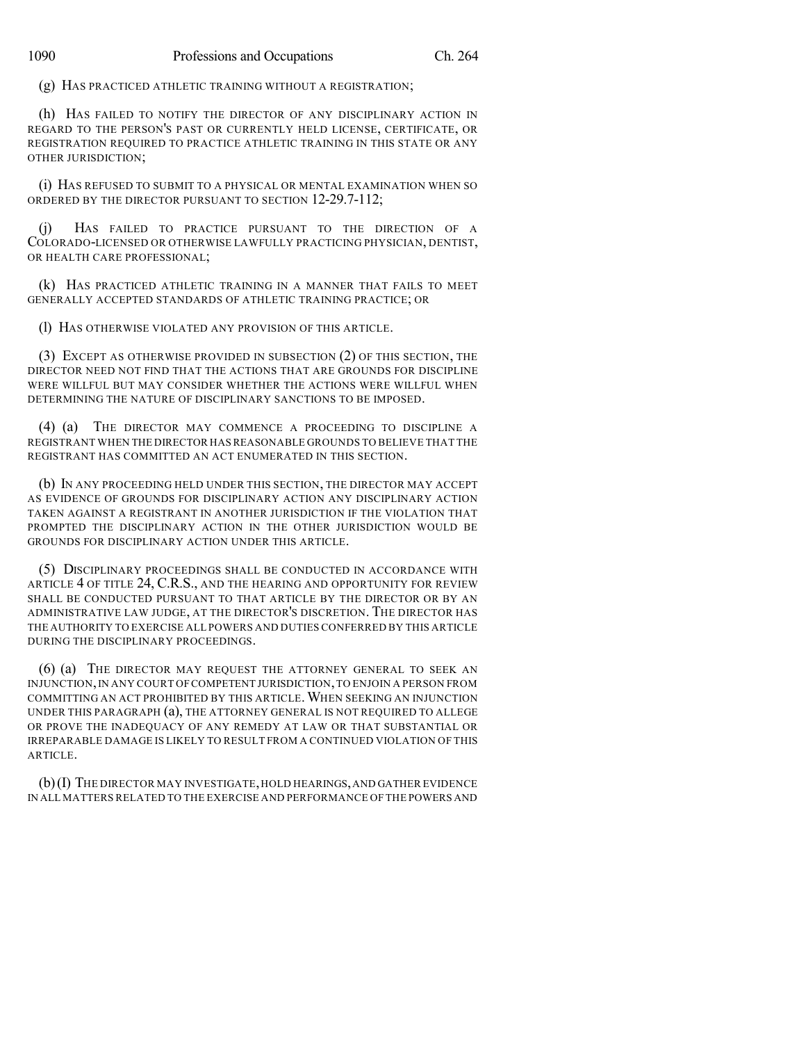(g) HAS PRACTICED ATHLETIC TRAINING WITHOUT A REGISTRATION;

(h) HAS FAILED TO NOTIFY THE DIRECTOR OF ANY DISCIPLINARY ACTION IN REGARD TO THE PERSON'S PAST OR CURRENTLY HELD LICENSE, CERTIFICATE, OR REGISTRATION REQUIRED TO PRACTICE ATHLETIC TRAINING IN THIS STATE OR ANY OTHER JURISDICTION;

(i) HAS REFUSED TO SUBMIT TO A PHYSICAL OR MENTAL EXAMINATION WHEN SO ORDERED BY THE DIRECTOR PURSUANT TO SECTION 12-29.7-112;

(j) HAS FAILED TO PRACTICE PURSUANT TO THE DIRECTION OF A COLORADO-LICENSED OR OTHERWISE LAWFULLY PRACTICING PHYSICIAN, DENTIST, OR HEALTH CARE PROFESSIONAL;

(k) HAS PRACTICED ATHLETIC TRAINING IN A MANNER THAT FAILS TO MEET GENERALLY ACCEPTED STANDARDS OF ATHLETIC TRAINING PRACTICE; OR

(l) HAS OTHERWISE VIOLATED ANY PROVISION OF THIS ARTICLE.

(3) EXCEPT AS OTHERWISE PROVIDED IN SUBSECTION (2) OF THIS SECTION, THE DIRECTOR NEED NOT FIND THAT THE ACTIONS THAT ARE GROUNDS FOR DISCIPLINE WERE WILLFUL BUT MAY CONSIDER WHETHER THE ACTIONS WERE WILLFUL WHEN DETERMINING THE NATURE OF DISCIPLINARY SANCTIONS TO BE IMPOSED.

(4) (a) THE DIRECTOR MAY COMMENCE A PROCEEDING TO DISCIPLINE A REGISTRANT WHEN THE DIRECTOR HAS REASONABLE GROUNDS TO BELIEVE THAT THE REGISTRANT HAS COMMITTED AN ACT ENUMERATED IN THIS SECTION.

(b) IN ANY PROCEEDING HELD UNDER THIS SECTION, THE DIRECTOR MAY ACCEPT AS EVIDENCE OF GROUNDS FOR DISCIPLINARY ACTION ANY DISCIPLINARY ACTION TAKEN AGAINST A REGISTRANT IN ANOTHER JURISDICTION IF THE VIOLATION THAT PROMPTED THE DISCIPLINARY ACTION IN THE OTHER JURISDICTION WOULD BE GROUNDS FOR DISCIPLINARY ACTION UNDER THIS ARTICLE.

(5) DISCIPLINARY PROCEEDINGS SHALL BE CONDUCTED IN ACCORDANCE WITH ARTICLE 4 OF TITLE 24, C.R.S., AND THE HEARING AND OPPORTUNITY FOR REVIEW SHALL BE CONDUCTED PURSUANT TO THAT ARTICLE BY THE DIRECTOR OR BY AN ADMINISTRATIVE LAW JUDGE, AT THE DIRECTOR'S DISCRETION. THE DIRECTOR HAS THE AUTHORITY TO EXERCISE ALL POWERS AND DUTIES CONFERRED BY THIS ARTICLE DURING THE DISCIPLINARY PROCEEDINGS.

(6) (a) THE DIRECTOR MAY REQUEST THE ATTORNEY GENERAL TO SEEK AN INJUNCTION, IN ANY COURT OF COMPETENT JURISDICTION, TO ENJOIN A PERSON FROM COMMITTING AN ACT PROHIBITED BY THIS ARTICLE. WHEN SEEKING AN INJUNCTION UNDER THIS PARAGRAPH (a), THE ATTORNEY GENERAL IS NOT REQUIRED TO ALLEGE OR PROVE THE INADEQUACY OF ANY REMEDY AT LAW OR THAT SUBSTANTIAL OR IRREPARABLE DAMAGE IS LIKELY TO RESULT FROM A CONTINUED VIOLATION OF THIS ARTICLE.

(b) (I) THE DIRECTOR MAY INVESTIGATE, HOLD HEARINGS, AND GATHER EVIDENCE IN ALL MATTERS RELATED TO THE EXERCISE AND PERFORMANCE OF THE POWERS AND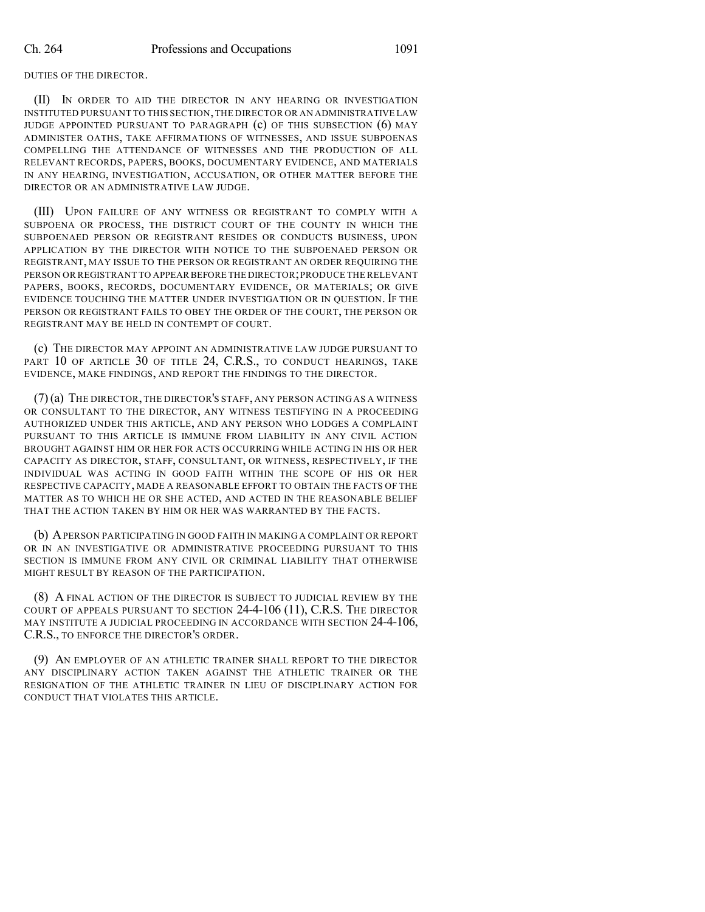DUTIES OF THE DIRECTOR.

(II) IN ORDER TO AID THE DIRECTOR IN ANY HEARING OR INVESTIGATION INSTITUTED PURSUANT TO THIS SECTION, THE DIRECTOR OR AN ADMINISTRATIVE LAW JUDGE APPOINTED PURSUANT TO PARAGRAPH (c) OF THIS SUBSECTION (6) MAY ADMINISTER OATHS, TAKE AFFIRMATIONS OF WITNESSES, AND ISSUE SUBPOENAS COMPELLING THE ATTENDANCE OF WITNESSES AND THE PRODUCTION OF ALL RELEVANT RECORDS, PAPERS, BOOKS, DOCUMENTARY EVIDENCE, AND MATERIALS IN ANY HEARING, INVESTIGATION, ACCUSATION, OR OTHER MATTER BEFORE THE DIRECTOR OR AN ADMINISTRATIVE LAW JUDGE.

(III) UPON FAILURE OF ANY WITNESS OR REGISTRANT TO COMPLY WITH A SUBPOENA OR PROCESS, THE DISTRICT COURT OF THE COUNTY IN WHICH THE SUBPOENAED PERSON OR REGISTRANT RESIDES OR CONDUCTS BUSINESS, UPON APPLICATION BY THE DIRECTOR WITH NOTICE TO THE SUBPOENAED PERSON OR REGISTRANT, MAY ISSUE TO THE PERSON OR REGISTRANT AN ORDER REQUIRING THE PERSON OR REGISTRANT TO APPEAR BEFORE THE DIRECTOR; PRODUCE THE RELEVANT PAPERS, BOOKS, RECORDS, DOCUMENTARY EVIDENCE, OR MATERIALS; OR GIVE EVIDENCE TOUCHING THE MATTER UNDER INVESTIGATION OR IN QUESTION. IF THE PERSON OR REGISTRANT FAILS TO OBEY THE ORDER OF THE COURT, THE PERSON OR REGISTRANT MAY BE HELD IN CONTEMPT OF COURT.

(c) THE DIRECTOR MAY APPOINT AN ADMINISTRATIVE LAW JUDGE PURSUANT TO PART 10 OF ARTICLE 30 OF TITLE 24, C.R.S., TO CONDUCT HEARINGS, TAKE EVIDENCE, MAKE FINDINGS, AND REPORT THE FINDINGS TO THE DIRECTOR.

(7) (a) THE DIRECTOR, THE DIRECTOR'S STAFF, ANY PERSON ACTING AS A WITNESS OR CONSULTANT TO THE DIRECTOR, ANY WITNESS TESTIFYING IN A PROCEEDING AUTHORIZED UNDER THIS ARTICLE, AND ANY PERSON WHO LODGES A COMPLAINT PURSUANT TO THIS ARTICLE IS IMMUNE FROM LIABILITY IN ANY CIVIL ACTION BROUGHT AGAINST HIM OR HER FOR ACTS OCCURRING WHILE ACTING IN HIS OR HER CAPACITY AS DIRECTOR, STAFF, CONSULTANT, OR WITNESS, RESPECTIVELY, IF THE INDIVIDUAL WAS ACTING IN GOOD FAITH WITHIN THE SCOPE OF HIS OR HER RESPECTIVE CAPACITY, MADE A REASONABLE EFFORT TO OBTAIN THE FACTS OF THE MATTER AS TO WHICH HE OR SHE ACTED, AND ACTED IN THE REASONABLE BELIEF THAT THE ACTION TAKEN BY HIM OR HER WAS WARRANTED BY THE FACTS.

(b) A PERSON PARTICIPATING IN GOOD FAITH IN MAKING A COMPLAINT OR REPORT OR IN AN INVESTIGATIVE OR ADMINISTRATIVE PROCEEDING PURSUANT TO THIS SECTION IS IMMUNE FROM ANY CIVIL OR CRIMINAL LIABILITY THAT OTHERWISE MIGHT RESULT BY REASON OF THE PARTICIPATION.

(8) A FINAL ACTION OF THE DIRECTOR IS SUBJECT TO JUDICIAL REVIEW BY THE COURT OF APPEALS PURSUANT TO SECTION 24-4-106 (11), C.R.S. THE DIRECTOR MAY INSTITUTE A JUDICIAL PROCEEDING IN ACCORDANCE WITH SECTION 24-4-106, C.R.S., TO ENFORCE THE DIRECTOR'S ORDER.

(9) AN EMPLOYER OF AN ATHLETIC TRAINER SHALL REPORT TO THE DIRECTOR ANY DISCIPLINARY ACTION TAKEN AGAINST THE ATHLETIC TRAINER OR THE RESIGNATION OF THE ATHLETIC TRAINER IN LIEU OF DISCIPLINARY ACTION FOR CONDUCT THAT VIOLATES THIS ARTICLE.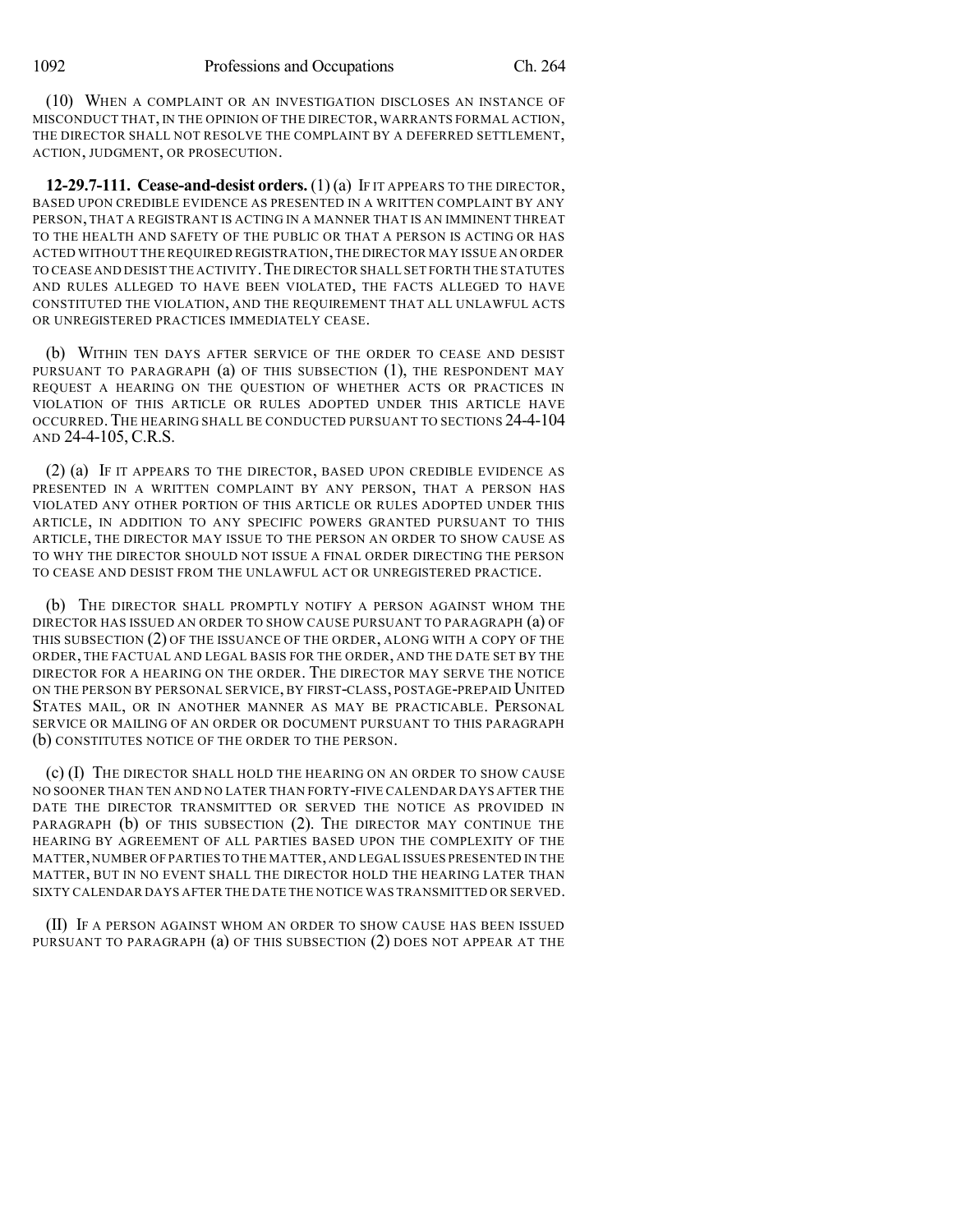(10) WHEN A COMPLAINT OR AN INVESTIGATION DISCLOSES AN INSTANCE OF MISCONDUCT THAT, IN THE OPINION OF THE DIRECTOR, WARRANTS FORMAL ACTION, THE DIRECTOR SHALL NOT RESOLVE THE COMPLAINT BY A DEFERRED SETTLEMENT, ACTION, JUDGMENT, OR PROSECUTION.

**12-29.7-111. Cease-and-desist orders.** (1) (a) IF IT APPEARS TO THE DIRECTOR, BASED UPON CREDIBLE EVIDENCE AS PRESENTED IN A WRITTEN COMPLAINT BY ANY PERSON, THAT A REGISTRANT IS ACTING IN A MANNER THAT IS AN IMMINENT THREAT TO THE HEALTH AND SAFETY OF THE PUBLIC OR THAT A PERSON IS ACTING OR HAS ACTED WITHOUT THE REQUIRED REGISTRATION, THE DIRECTOR MAY ISSUE AN ORDER TO CEASE AND DESIST THE ACTIVITY. THE DIRECTOR SHALL SET FORTH THE STATUTES AND RULES ALLEGED TO HAVE BEEN VIOLATED, THE FACTS ALLEGED TO HAVE CONSTITUTED THE VIOLATION, AND THE REQUIREMENT THAT ALL UNLAWFUL ACTS OR UNREGISTERED PRACTICES IMMEDIATELY CEASE.

(b) WITHIN TEN DAYS AFTER SERVICE OF THE ORDER TO CEASE AND DESIST PURSUANT TO PARAGRAPH (a) OF THIS SUBSECTION (1), THE RESPONDENT MAY REQUEST A HEARING ON THE QUESTION OF WHETHER ACTS OR PRACTICES IN VIOLATION OF THIS ARTICLE OR RULES ADOPTED UNDER THIS ARTICLE HAVE OCCURRED. THE HEARING SHALL BE CONDUCTED PURSUANT TO SECTIONS 24-4-104 AND 24-4-105, C.R.S.

(2) (a) IF IT APPEARS TO THE DIRECTOR, BASED UPON CREDIBLE EVIDENCE AS PRESENTED IN A WRITTEN COMPLAINT BY ANY PERSON, THAT A PERSON HAS VIOLATED ANY OTHER PORTION OF THIS ARTICLE OR RULES ADOPTED UNDER THIS ARTICLE, IN ADDITION TO ANY SPECIFIC POWERS GRANTED PURSUANT TO THIS ARTICLE, THE DIRECTOR MAY ISSUE TO THE PERSON AN ORDER TO SHOW CAUSE AS TO WHY THE DIRECTOR SHOULD NOT ISSUE A FINAL ORDER DIRECTING THE PERSON TO CEASE AND DESIST FROM THE UNLAWFUL ACT OR UNREGISTERED PRACTICE.

(b) THE DIRECTOR SHALL PROMPTLY NOTIFY A PERSON AGAINST WHOM THE DIRECTOR HAS ISSUED AN ORDER TO SHOW CAUSE PURSUANT TO PARAGRAPH (a) OF THIS SUBSECTION (2) OF THE ISSUANCE OF THE ORDER, ALONG WITH A COPY OF THE ORDER, THE FACTUAL AND LEGAL BASIS FOR THE ORDER, AND THE DATE SET BY THE DIRECTOR FOR A HEARING ON THE ORDER. THE DIRECTOR MAY SERVE THE NOTICE ON THE PERSON BY PERSONAL SERVICE, BY FIRST-CLASS, POSTAGE-PREPAID UNITED STATES MAIL, OR IN ANOTHER MANNER AS MAY BE PRACTICABLE. PERSONAL SERVICE OR MAILING OF AN ORDER OR DOCUMENT PURSUANT TO THIS PARAGRAPH (b) CONSTITUTES NOTICE OF THE ORDER TO THE PERSON.

(c) (I) THE DIRECTOR SHALL HOLD THE HEARING ON AN ORDER TO SHOW CAUSE NO SOONER THAN TEN AND NO LATER THAN FORTY-FIVE CALENDAR DAYS AFTER THE DATE THE DIRECTOR TRANSMITTED OR SERVED THE NOTICE AS PROVIDED IN PARAGRAPH (b) OF THIS SUBSECTION (2). THE DIRECTOR MAY CONTINUE THE HEARING BY AGREEMENT OF ALL PARTIES BASED UPON THE COMPLEXITY OF THE MATTER, NUMBER OF PARTIES TO THE MATTER, AND LEGAL ISSUES PRESENTED IN THE MATTER, BUT IN NO EVENT SHALL THE DIRECTOR HOLD THE HEARING LATER THAN SIXTY CALENDAR DAYS AFTER THE DATE THE NOTICE WAS TRANSMITTED OR SERVED.

(II) IF A PERSON AGAINST WHOM AN ORDER TO SHOW CAUSE HAS BEEN ISSUED PURSUANT TO PARAGRAPH (a) OF THIS SUBSECTION (2) DOES NOT APPEAR AT THE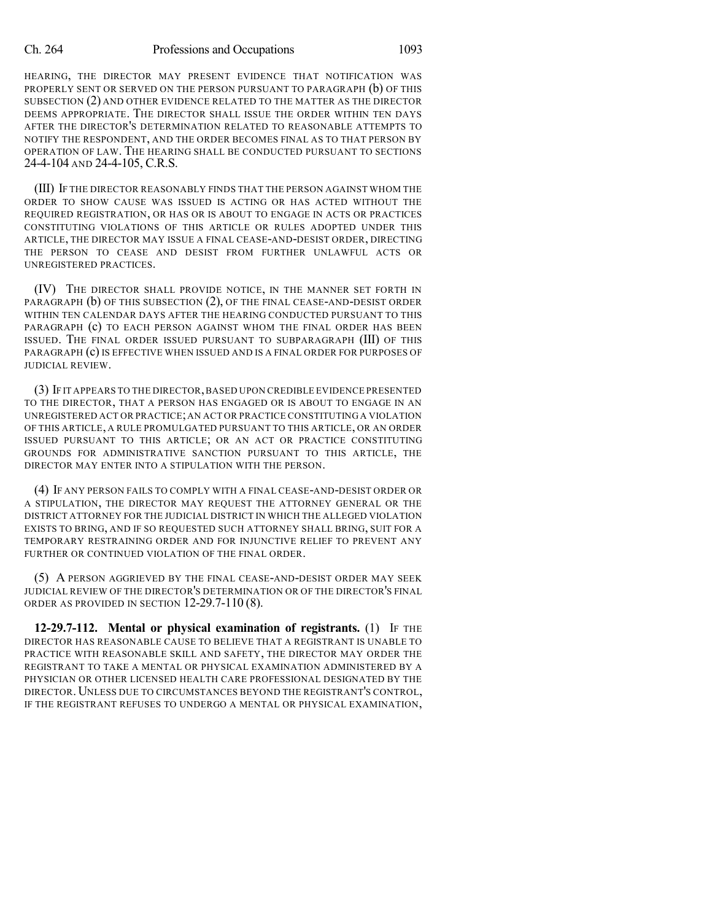HEARING, THE DIRECTOR MAY PRESENT EVIDENCE THAT NOTIFICATION WAS PROPERLY SENT OR SERVED ON THE PERSON PURSUANT TO PARAGRAPH (b) OF THIS SUBSECTION (2) AND OTHER EVIDENCE RELATED TO THE MATTER AS THE DIRECTOR DEEMS APPROPRIATE. THE DIRECTOR SHALL ISSUE THE ORDER WITHIN TEN DAYS AFTER THE DIRECTOR'S DETERMINATION RELATED TO REASONABLE ATTEMPTS TO NOTIFY THE RESPONDENT, AND THE ORDER BECOMES FINAL AS TO THAT PERSON BY OPERATION OF LAW. THE HEARING SHALL BE CONDUCTED PURSUANT TO SECTIONS 24-4-104 AND 24-4-105, C.R.S.

(III) IF THE DIRECTOR REASONABLY FINDS THAT THE PERSON AGAINST WHOM THE ORDER TO SHOW CAUSE WAS ISSUED IS ACTING OR HAS ACTED WITHOUT THE REQUIRED REGISTRATION, OR HAS OR IS ABOUT TO ENGAGE IN ACTS OR PRACTICES CONSTITUTING VIOLATIONS OF THIS ARTICLE OR RULES ADOPTED UNDER THIS ARTICLE, THE DIRECTOR MAY ISSUE A FINAL CEASE-AND-DESIST ORDER, DIRECTING THE PERSON TO CEASE AND DESIST FROM FURTHER UNLAWFUL ACTS OR UNREGISTERED PRACTICES.

(IV) THE DIRECTOR SHALL PROVIDE NOTICE, IN THE MANNER SET FORTH IN PARAGRAPH (b) OF THIS SUBSECTION (2), OF THE FINAL CEASE-AND-DESIST ORDER WITHIN TEN CALENDAR DAYS AFTER THE HEARING CONDUCTED PURSUANT TO THIS PARAGRAPH (c) TO EACH PERSON AGAINST WHOM THE FINAL ORDER HAS BEEN ISSUED. THE FINAL ORDER ISSUED PURSUANT TO SUBPARAGRAPH (III) OF THIS PARAGRAPH (c) IS EFFECTIVE WHEN ISSUED AND IS A FINAL ORDER FOR PURPOSES OF JUDICIAL REVIEW.

(3) IF IT APPEARS TO THE DIRECTOR, BASED UPON CREDIBLE EVIDENCE PRESENTED TO THE DIRECTOR, THAT A PERSON HAS ENGAGED OR IS ABOUT TO ENGAGE IN AN UNREGISTERED ACT OR PRACTICE; AN ACT OR PRACTICE CONSTITUTING A VIOLATION OF THIS ARTICLE, A RULE PROMULGATED PURSUANT TO THIS ARTICLE, OR AN ORDER ISSUED PURSUANT TO THIS ARTICLE; OR AN ACT OR PRACTICE CONSTITUTING GROUNDS FOR ADMINISTRATIVE SANCTION PURSUANT TO THIS ARTICLE, THE DIRECTOR MAY ENTER INTO A STIPULATION WITH THE PERSON.

(4) IF ANY PERSON FAILS TO COMPLY WITH A FINAL CEASE-AND-DESIST ORDER OR A STIPULATION, THE DIRECTOR MAY REQUEST THE ATTORNEY GENERAL OR THE DISTRICT ATTORNEY FOR THE JUDICIAL DISTRICT IN WHICH THE ALLEGED VIOLATION EXISTS TO BRING, AND IF SO REQUESTED SUCH ATTORNEY SHALL BRING, SUIT FOR A TEMPORARY RESTRAINING ORDER AND FOR INJUNCTIVE RELIEF TO PREVENT ANY FURTHER OR CONTINUED VIOLATION OF THE FINAL ORDER.

(5) A PERSON AGGRIEVED BY THE FINAL CEASE-AND-DESIST ORDER MAY SEEK JUDICIAL REVIEW OF THE DIRECTOR'S DETERMINATION OR OF THE DIRECTOR'S FINAL ORDER AS PROVIDED IN SECTION 12-29.7-110 (8).

**12-29.7-112. Mental or physical examination of registrants.** (1) IF THE DIRECTOR HAS REASONABLE CAUSE TO BELIEVE THAT A REGISTRANT IS UNABLE TO PRACTICE WITH REASONABLE SKILL AND SAFETY, THE DIRECTOR MAY ORDER THE REGISTRANT TO TAKE A MENTAL OR PHYSICAL EXAMINATION ADMINISTERED BY A PHYSICIAN OR OTHER LICENSED HEALTH CARE PROFESSIONAL DESIGNATED BY THE DIRECTOR. UNLESS DUE TO CIRCUMSTANCES BEYOND THE REGISTRANT'S CONTROL, IF THE REGISTRANT REFUSES TO UNDERGO A MENTAL OR PHYSICAL EXAMINATION,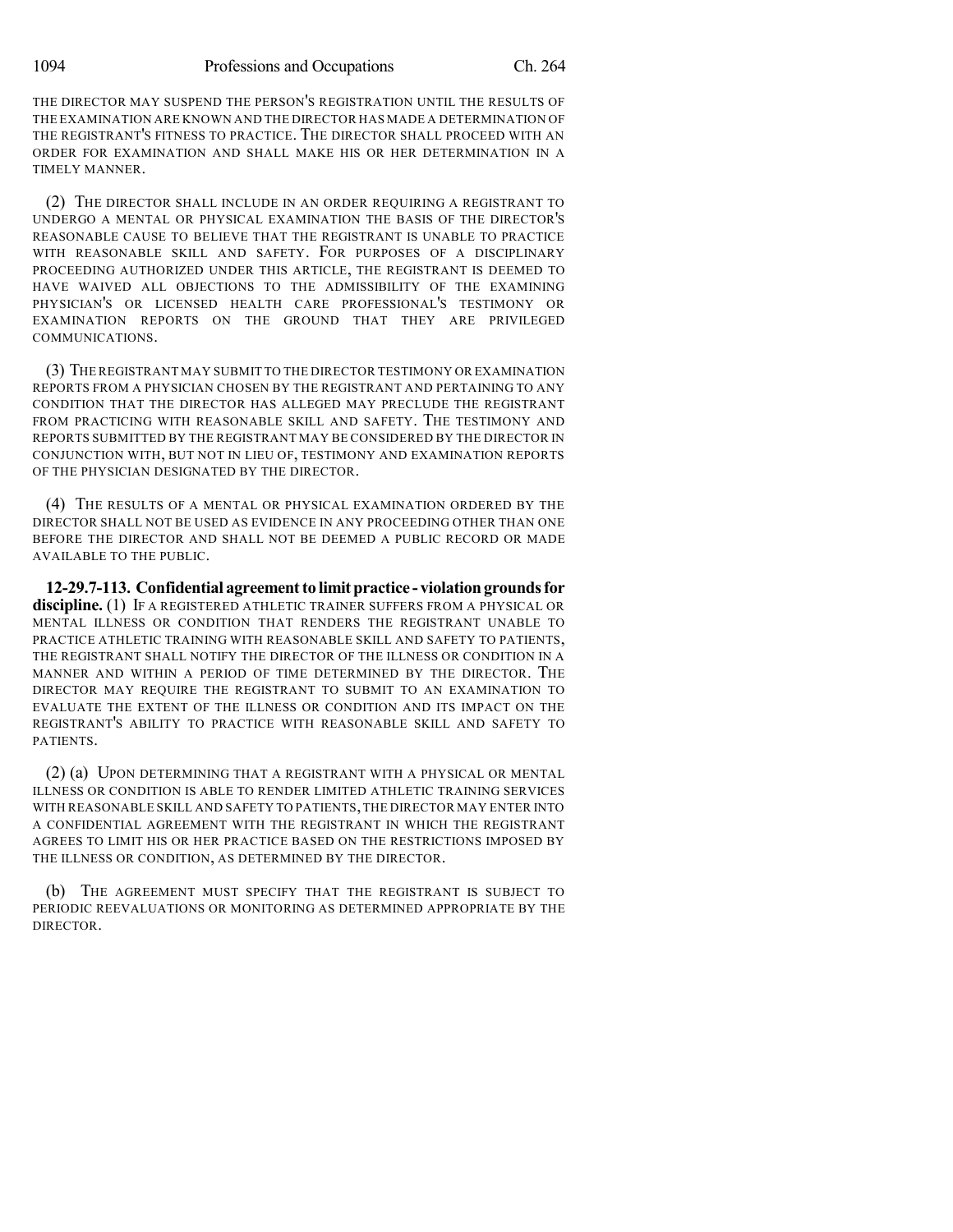THE DIRECTOR MAY SUSPEND THE PERSON'S REGISTRATION UNTIL THE RESULTS OF THE EXAMINATION ARE KNOWN AND THE DIRECTOR HAS MADE A DETERMINATION OF THE REGISTRANT'S FITNESS TO PRACTICE. THE DIRECTOR SHALL PROCEED WITH AN ORDER FOR EXAMINATION AND SHALL MAKE HIS OR HER DETERMINATION IN A TIMELY MANNER.

(2) THE DIRECTOR SHALL INCLUDE IN AN ORDER REQUIRING A REGISTRANT TO UNDERGO A MENTAL OR PHYSICAL EXAMINATION THE BASIS OF THE DIRECTOR'S REASONABLE CAUSE TO BELIEVE THAT THE REGISTRANT IS UNABLE TO PRACTICE WITH REASONABLE SKILL AND SAFETY. FOR PURPOSES OF A DISCIPLINARY PROCEEDING AUTHORIZED UNDER THIS ARTICLE, THE REGISTRANT IS DEEMED TO HAVE WAIVED ALL OBJECTIONS TO THE ADMISSIBILITY OF THE EXAMINING PHYSICIAN'S OR LICENSED HEALTH CARE PROFESSIONAL'S TESTIMONY OR EXAMINATION REPORTS ON THE GROUND THAT THEY ARE PRIVILEGED COMMUNICATIONS.

(3) THE REGISTRANT MAY SUBMIT TO THE DIRECTOR TESTIMONY OR EXAMINATION REPORTS FROM A PHYSICIAN CHOSEN BY THE REGISTRANT AND PERTAINING TO ANY CONDITION THAT THE DIRECTOR HAS ALLEGED MAY PRECLUDE THE REGISTRANT FROM PRACTICING WITH REASONABLE SKILL AND SAFETY. THE TESTIMONY AND REPORTS SUBMITTED BY THE REGISTRANT MAY BE CONSIDERED BY THE DIRECTOR IN CONJUNCTION WITH, BUT NOT IN LIEU OF, TESTIMONY AND EXAMINATION REPORTS OF THE PHYSICIAN DESIGNATED BY THE DIRECTOR.

(4) THE RESULTS OF A MENTAL OR PHYSICAL EXAMINATION ORDERED BY THE DIRECTOR SHALL NOT BE USED AS EVIDENCE IN ANY PROCEEDING OTHER THAN ONE BEFORE THE DIRECTOR AND SHALL NOT BE DEEMED A PUBLIC RECORD OR MADE AVAILABLE TO THE PUBLIC.

**12-29.7-113. Confidential agreement to limit practice - violation grounds for discipline.** (1) IF A REGISTERED ATHLETIC TRAINER SUFFERS FROM A PHYSICAL OR MENTAL ILLNESS OR CONDITION THAT RENDERS THE REGISTRANT UNABLE TO PRACTICE ATHLETIC TRAINING WITH REASONABLE SKILL AND SAFETY TO PATIENTS, THE REGISTRANT SHALL NOTIFY THE DIRECTOR OF THE ILLNESS OR CONDITION IN A MANNER AND WITHIN A PERIOD OF TIME DETERMINED BY THE DIRECTOR. THE DIRECTOR MAY REQUIRE THE REGISTRANT TO SUBMIT TO AN EXAMINATION TO EVALUATE THE EXTENT OF THE ILLNESS OR CONDITION AND ITS IMPACT ON THE REGISTRANT'S ABILITY TO PRACTICE WITH REASONABLE SKILL AND SAFETY TO PATIENTS.

(2) (a) UPON DETERMINING THAT A REGISTRANT WITH A PHYSICAL OR MENTAL ILLNESS OR CONDITION IS ABLE TO RENDER LIMITED ATHLETIC TRAINING SERVICES WITH REASONABLE SKILL AND SAFETY TO PATIENTS, THE DIRECTOR MAY ENTER INTO A CONFIDENTIAL AGREEMENT WITH THE REGISTRANT IN WHICH THE REGISTRANT AGREES TO LIMIT HIS OR HER PRACTICE BASED ON THE RESTRICTIONS IMPOSED BY THE ILLNESS OR CONDITION, AS DETERMINED BY THE DIRECTOR.

(b) THE AGREEMENT MUST SPECIFY THAT THE REGISTRANT IS SUBJECT TO PERIODIC REEVALUATIONS OR MONITORING AS DETERMINED APPROPRIATE BY THE DIRECTOR.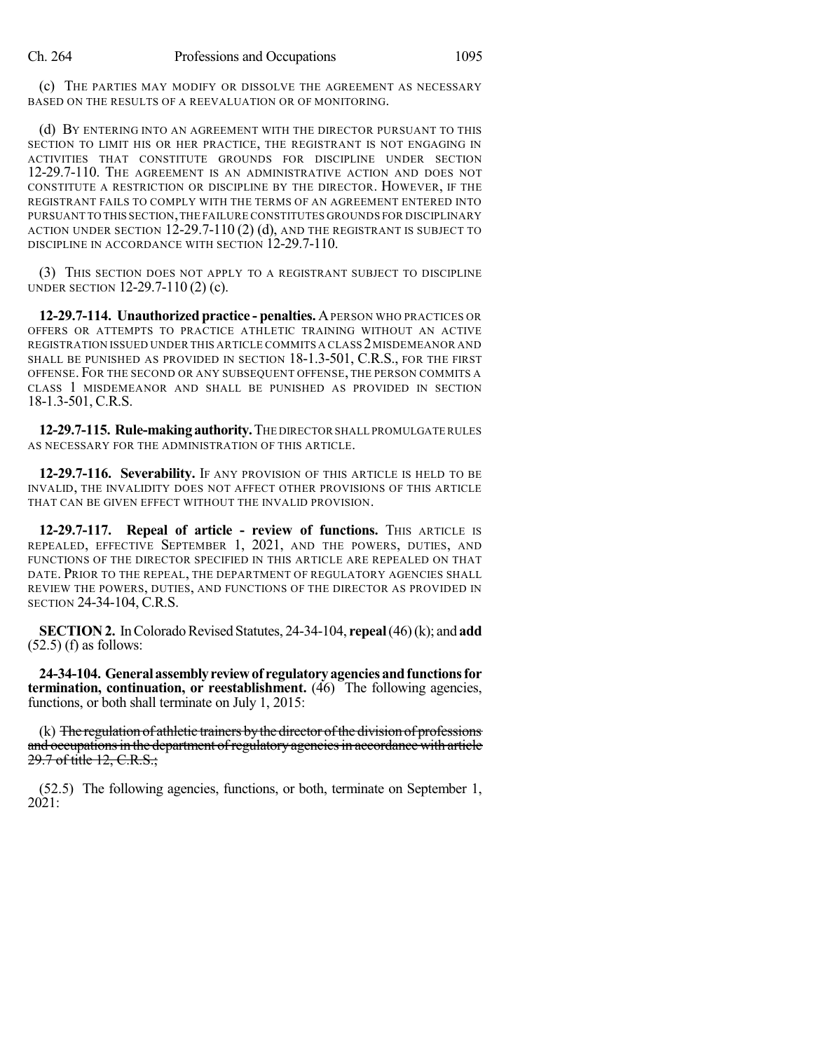(c) THE PARTIES MAY MODIFY OR DISSOLVE THE AGREEMENT AS NECESSARY BASED ON THE RESULTS OF A REEVALUATION OR OF MONITORING.

(d) BY ENTERING INTO AN AGREEMENT WITH THE DIRECTOR PURSUANT TO THIS SECTION TO LIMIT HIS OR HER PRACTICE, THE REGISTRANT IS NOT ENGAGING IN ACTIVITIES THAT CONSTITUTE GROUNDS FOR DISCIPLINE UNDER SECTION 12-29.7-110. THE AGREEMENT IS AN ADMINISTRATIVE ACTION AND DOES NOT CONSTITUTE A RESTRICTION OR DISCIPLINE BY THE DIRECTOR. HOWEVER, IF THE REGISTRANT FAILS TO COMPLY WITH THE TERMS OF AN AGREEMENT ENTERED INTO PURSUANT TO THIS SECTION, THE FAILURE CONSTITUTES GROUNDS FOR DISCIPLINARY ACTION UNDER SECTION 12-29.7-110 (2) (d), AND THE REGISTRANT IS SUBJECT TO DISCIPLINE IN ACCORDANCE WITH SECTION 12-29.7-110.

(3) THIS SECTION DOES NOT APPLY TO A REGISTRANT SUBJECT TO DISCIPLINE UNDER SECTION 12-29.7-110 (2) (c).

**12-29.7-114. Unauthorized practice - penalties.** A PERSON WHO PRACTICES OR OFFERS OR ATTEMPTS TO PRACTICE ATHLETIC TRAINING WITHOUT AN ACTIVE REGISTRATION ISSUED UNDER THIS ARTICLE COMMITS A CLASS 2 MISDEMEANOR AND SHALL BE PUNISHED AS PROVIDED IN SECTION 18-1.3-501, C.R.S., FOR THE FIRST OFFENSE. FOR THE SECOND OR ANY SUBSEQUENT OFFENSE, THE PERSON COMMITS A CLASS 1 MISDEMEANOR AND SHALL BE PUNISHED AS PROVIDED IN SECTION 18-1.3-501, C.R.S.

**12-29.7-115. Rule-making authority.** THE DIRECTOR SHALL PROMULGATE RULES AS NECESSARY FOR THE ADMINISTRATION OF THIS ARTICLE.

**12-29.7-116. Severability.** IF ANY PROVISION OF THIS ARTICLE IS HELD TO BE INVALID, THE INVALIDITY DOES NOT AFFECT OTHER PROVISIONS OF THIS ARTICLE THAT CAN BE GIVEN EFFECT WITHOUT THE INVALID PROVISION.

**12-29.7-117. Repeal of article - review of functions.** THIS ARTICLE IS REPEALED, EFFECTIVE SEPTEMBER 1, 2021, AND THE POWERS, DUTIES, AND FUNCTIONS OF THE DIRECTOR SPECIFIED IN THIS ARTICLE ARE REPEALED ON THAT DATE. PRIOR TO THE REPEAL, THE DEPARTMENT OF REGULATORY AGENCIES SHALL REVIEW THE POWERS, DUTIES, AND FUNCTIONS OF THE DIRECTOR AS PROVIDED IN SECTION 24-34-104, C.R.S.

**SECTION 2.** In Colorado Revised Statutes, 24-34-104, **repeal** (46) (k); and **add** (52.5) (f) as follows:

**24-34-104. General assembly review of regulatory agencies and functions for termination, continuation, or reestablishment.** (46) The following agencies, functions, or both shall terminate on July 1, 2015:

(k) ~~The regulation of athletic trainers by the director of the division of professions and occupations in the department of regulatory agencies in accordance with article 29.7 of title 12, C.R.S.;~~

(52.5) The following agencies, functions, or both, terminate on September 1, 2021: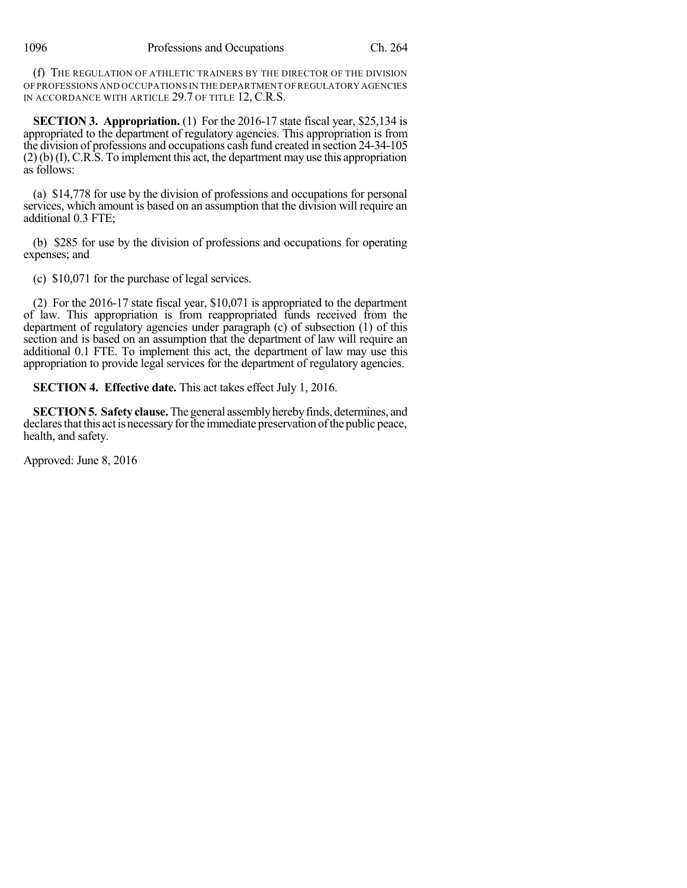(f) THE REGULATION OF ATHLETIC TRAINERS BY THE DIRECTOR OF THE DIVISION OF PROFESSIONS AND OCCUPATIONS IN THE DEPARTMENT OF REGULATORY AGENCIES IN ACCORDANCE WITH ARTICLE 29.7 OF TITLE 12, C.R.S.

**SECTION 3. Appropriation.** (1) For the 2016-17 state fiscal year, $25,134 is appropriated to the department of regulatory agencies. This appropriation is from the division of professions and occupations cash fund created in section 24-34-105 (2) (b) (I), C.R.S. To implement this act, the department may use this appropriation as follows:

(a) $14,778 for use by the division of professions and occupations for personal services, which amount is based on an assumption that the division will require an additional 0.3 FTE;

(b) $285 for use by the division of professions and occupations for operating expenses; and

(c) $10,071 for the purchase of legal services.

(2) For the 2016-17 state fiscal year, $10,071 is appropriated to the department of law. This appropriation is from reappropriated funds received from the department of regulatory agencies under paragraph (c) of subsection (1) of this section and is based on an assumption that the department of law will require an additional 0.1 FTE. To implement this act, the department of law may use this appropriation to provide legal services for the department of regulatory agencies.

**SECTION 4. Effective date.** This act takes effect July 1, 2016.

**SECTION 5. Safety clause.** The general assembly hereby finds, determines, and declares that this act is necessary for the immediate preservation of the public peace, health, and safety.

Approved: June 8, 2016